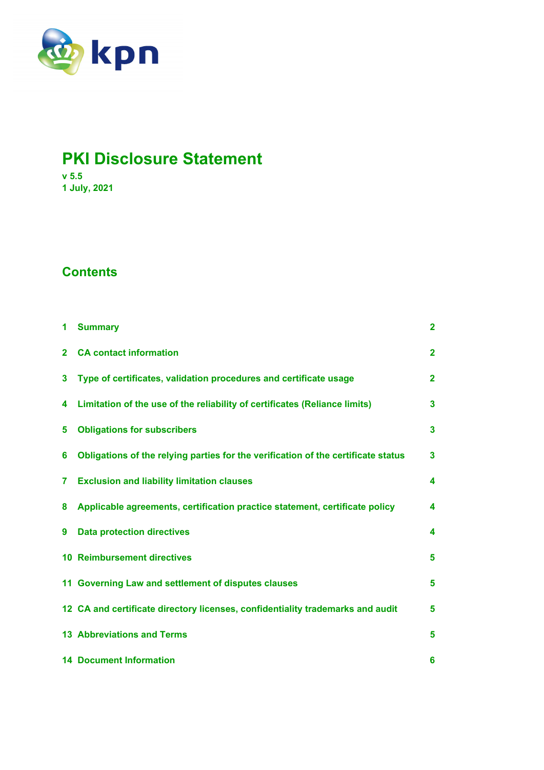# PKI Disclosure Statement

**v 5.5**
**1 July, 2021**

## Contents

| | | |
|---|---|---|
| 1 | Summary | 2 |
| 2 | CA contact information | 2 |
| 3 | Type of certificates, validation procedures and certificate usage | 2 |
| 4 | Limitation of the use of the reliability of certificates (Reliance limits) | 3 |
| 5 | Obligations for subscribers | 3 |
| 6 | Obligations of the relying parties for the verification of the certificate status | 3 |
| 7 | Exclusion and liability limitation clauses | 4 |
| 8 | Applicable agreements, certification practice statement, certificate policy | 4 |
| 9 | Data protection directives | 4 |
| 10 | Reimbursement directives | 5 |
| 11 | Governing Law and settlement of disputes clauses | 5 |
| 12 | CA and certificate directory licenses, confidentiality trademarks and audit | 5 |
| 13 | Abbreviations and Terms | 5 |
| 14 | Document Information | 6 |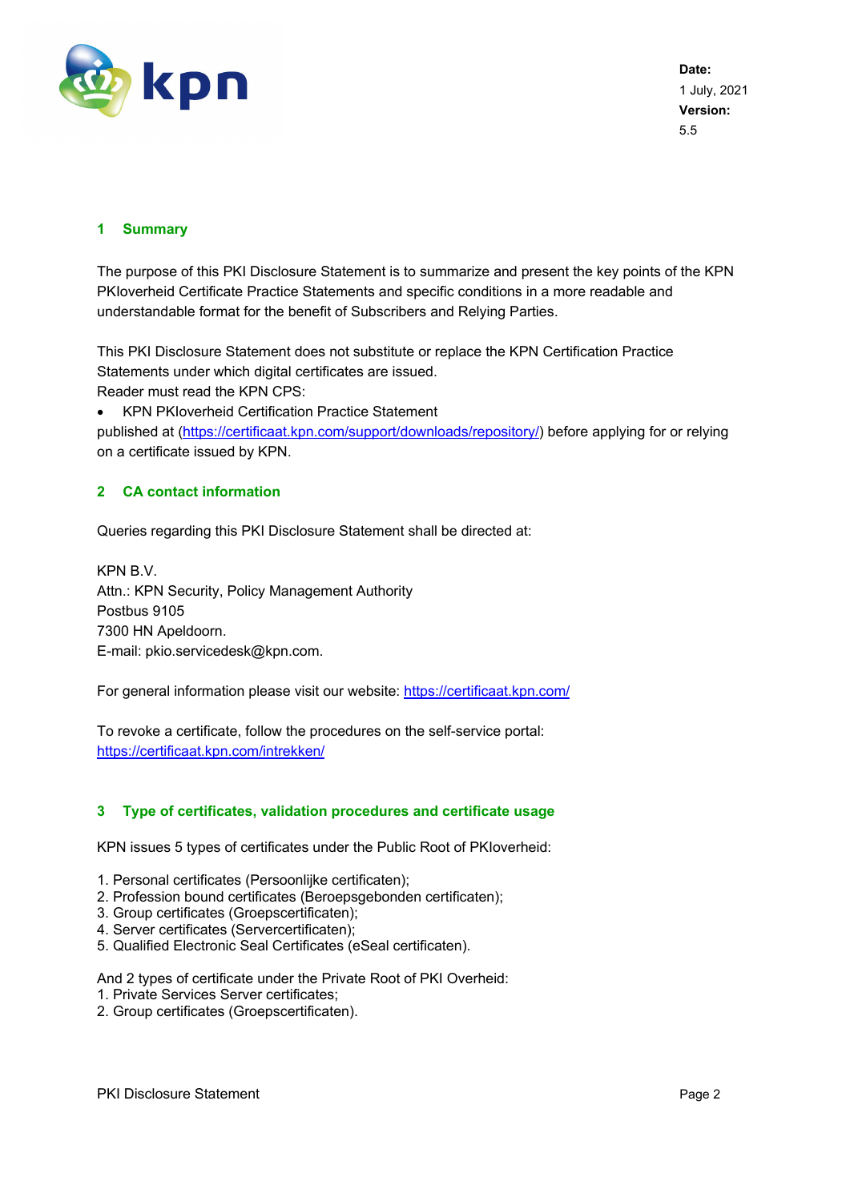Date:
1 July, 2021
Version:
5.5

## 1 Summary

The purpose of this PKI Disclosure Statement is to summarize and present the key points of the KPN PKIoverheid Certificate Practice Statements and specific conditions in a more readable and understandable format for the benefit of Subscribers and Relying Parties.

This PKI Disclosure Statement does not substitute or replace the KPN Certification Practice Statements under which digital certificates are issued.
Reader must read the KPN CPS:

- KPN PKIoverheid Certification Practice Statement

published at (https://certificaat.kpn.com/support/downloads/repository/) before applying for or relying on a certificate issued by KPN.

## 2 CA contact information

Queries regarding this PKI Disclosure Statement shall be directed at:

KPN B.V.
Attn.: KPN Security, Policy Management Authority
Postbus 9105
7300 HN Apeldoorn.
E-mail: pkio.servicedesk@kpn.com.

For general information please visit our website: https://certificaat.kpn.com/

To revoke a certificate, follow the procedures on the self-service portal:
https://certificaat.kpn.com/intrekken/

## 3 Type of certificates, validation procedures and certificate usage

KPN issues 5 types of certificates under the Public Root of PKIoverheid:

1. Personal certificates (Persoonlijke certificaten);
2. Profession bound certificates (Beroepsgebonden certificaten);
3. Group certificates (Groepscertificaten);
4. Server certificates (Servercertificaten);
5. Qualified Electronic Seal Certificates (eSeal certificaten).

And 2 types of certificate under the Private Root of PKI Overheid:
1. Private Services Server certificates;
2. Group certificates (Groepscertificaten).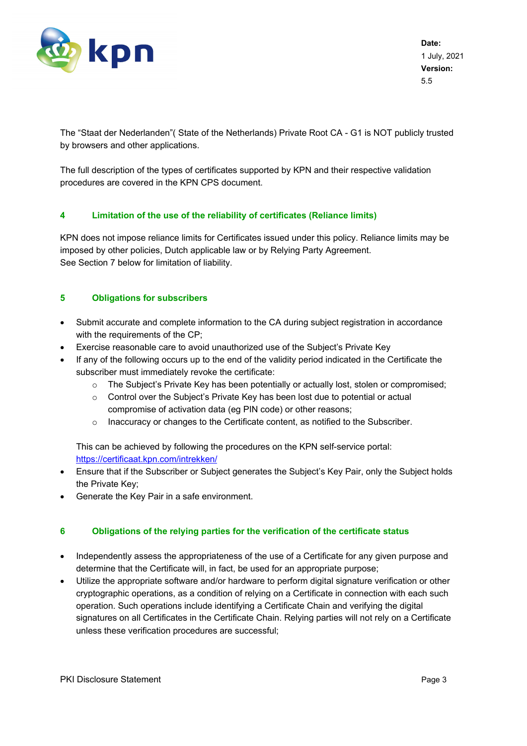The “Staat der Nederlanden”( State of the Netherlands) Private Root CA - G1 is NOT publicly trusted by browsers and other applications.

The full description of the types of certificates supported by KPN and their respective validation procedures are covered in the KPN CPS document.

## 4 Limitation of the use of the reliability of certificates (Reliance limits)

KPN does not impose reliance limits for Certificates issued under this policy. Reliance limits may be imposed by other policies, Dutch applicable law or by Relying Party Agreement.
See Section 7 below for limitation of liability.

## 5 Obligations for subscribers

- Submit accurate and complete information to the CA during subject registration in accordance with the requirements of the CP;
- Exercise reasonable care to avoid unauthorized use of the Subject’s Private Key
- If any of the following occurs up to the end of the validity period indicated in the Certificate the subscriber must immediately revoke the certificate:
    - The Subject’s Private Key has been potentially or actually lost, stolen or compromised;
    - Control over the Subject’s Private Key has been lost due to potential or actual compromise of activation data (eg PIN code) or other reasons;
    - Inaccuracy or changes to the Certificate content, as notified to the Subscriber.

  This can be achieved by following the procedures on the KPN self-service portal: [https://certificaat.kpn.com/intrekken/](https://certificaat.kpn.com/intrekken/)
- Ensure that if the Subscriber or Subject generates the Subject’s Key Pair, only the Subject holds the Private Key;
- Generate the Key Pair in a safe environment.

## 6 Obligations of the relying parties for the verification of the certificate status

- Independently assess the appropriateness of the use of a Certificate for any given purpose and determine that the Certificate will, in fact, be used for an appropriate purpose;
- Utilize the appropriate software and/or hardware to perform digital signature verification or other cryptographic operations, as a condition of relying on a Certificate in connection with each such operation. Such operations include identifying a Certificate Chain and verifying the digital signatures on all Certificates in the Certificate Chain. Relying parties will not rely on a Certificate unless these verification procedures are successful;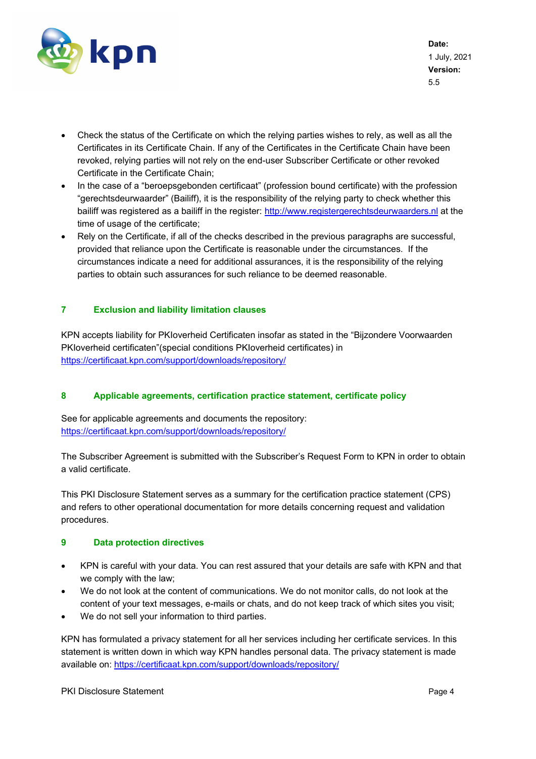- Check the status of the Certificate on which the relying parties wishes to rely, as well as all the Certificates in its Certificate Chain. If any of the Certificates in the Certificate Chain have been revoked, relying parties will not rely on the end-user Subscriber Certificate or other revoked Certificate in the Certificate Chain;
- In the case of a “beroepsgebonden certificaat” (profession bound certificate) with the profession “gerechtsdeurwaarder” (Bailiff), it is the responsibility of the relying party to check whether this bailiff was registered as a bailiff in the register: http://www.registergerechtsdeurwaarders.nl at the time of usage of the certificate;
- Rely on the Certificate, if all of the checks described in the previous paragraphs are successful, provided that reliance upon the Certificate is reasonable under the circumstances. If the circumstances indicate a need for additional assurances, it is the responsibility of the relying parties to obtain such assurances for such reliance to be deemed reasonable.

## 7 Exclusion and liability limitation clauses

KPN accepts liability for PKIoverheid Certificaten insofar as stated in the “Bijzondere Voorwaarden PKIoverheid certificaten”(special conditions PKIoverheid certificates) in https://certificaat.kpn.com/support/downloads/repository/

## 8 Applicable agreements, certification practice statement, certificate policy

See for applicable agreements and documents the repository: https://certificaat.kpn.com/support/downloads/repository/

The Subscriber Agreement is submitted with the Subscriber’s Request Form to KPN in order to obtain a valid certificate.

This PKI Disclosure Statement serves as a summary for the certification practice statement (CPS) and refers to other operational documentation for more details concerning request and validation procedures.

## 9 Data protection directives

- KPN is careful with your data. You can rest assured that your details are safe with KPN and that we comply with the law;
- We do not look at the content of communications. We do not monitor calls, do not look at the content of your text messages, e-mails or chats, and do not keep track of which sites you visit;
- We do not sell your information to third parties.

KPN has formulated a privacy statement for all her services including her certificate services. In this statement is written down in which way KPN handles personal data. The privacy statement is made available on: https://certificaat.kpn.com/support/downloads/repository/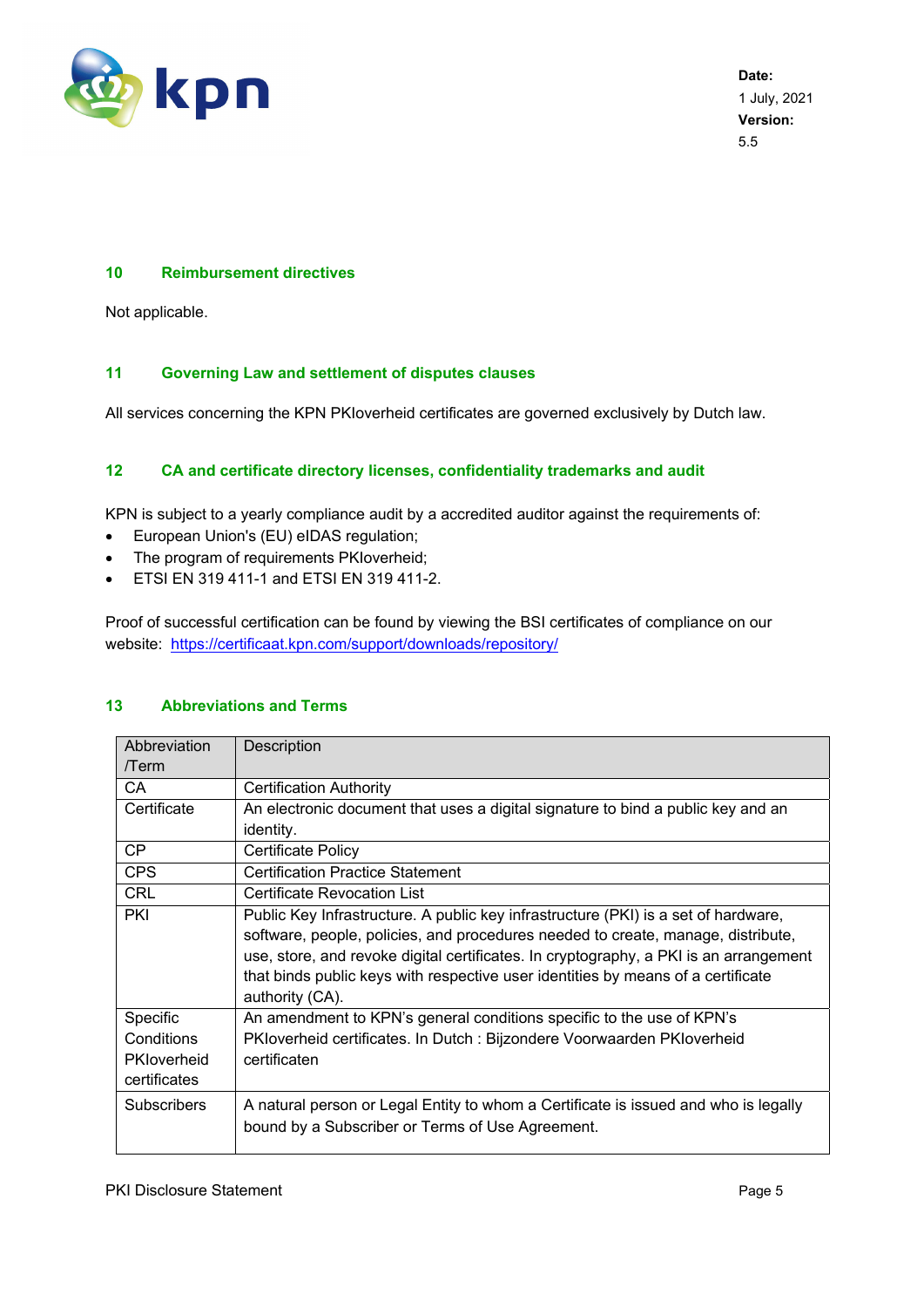## 10 Reimbursement directives

Not applicable.

## 11 Governing Law and settlement of disputes clauses

All services concerning the KPN PKIoverheid certificates are governed exclusively by Dutch law.

## 12 CA and certificate directory licenses, confidentiality trademarks and audit

KPN is subject to a yearly compliance audit by a accredited auditor against the requirements of:

- European Union's (EU) eIDAS regulation;
- The program of requirements PKIoverheid;
- ETSI EN 319 411-1 and ETSI EN 319 411-2.

Proof of successful certification can be found by viewing the BSI certificates of compliance on our website: https://certificaat.kpn.com/support/downloads/repository/

## 13 Abbreviations and Terms

| Abbreviation /Term | Description |
|---|---|
| CA | Certification Authority |
| Certificate | An electronic document that uses a digital signature to bind a public key and an identity. |
| CP | Certificate Policy |
| CPS | Certification Practice Statement |
| CRL | Certificate Revocation List |
| PKI | Public Key Infrastructure. A public key infrastructure (PKI) is a set of hardware, software, people, policies, and procedures needed to create, manage, distribute, use, store, and revoke digital certificates. In cryptography, a PKI is an arrangement that binds public keys with respective user identities by means of a certificate authority (CA). |
| Specific Conditions PKIoverheid certificates | An amendment to KPN's general conditions specific to the use of KPN's PKIoverheid certificates. In Dutch : Bijzondere Voorwaarden PKIoverheid certificaten |
| Subscribers | A natural person or Legal Entity to whom a Certificate is issued and who is legally bound by a Subscriber or Terms of Use Agreement. |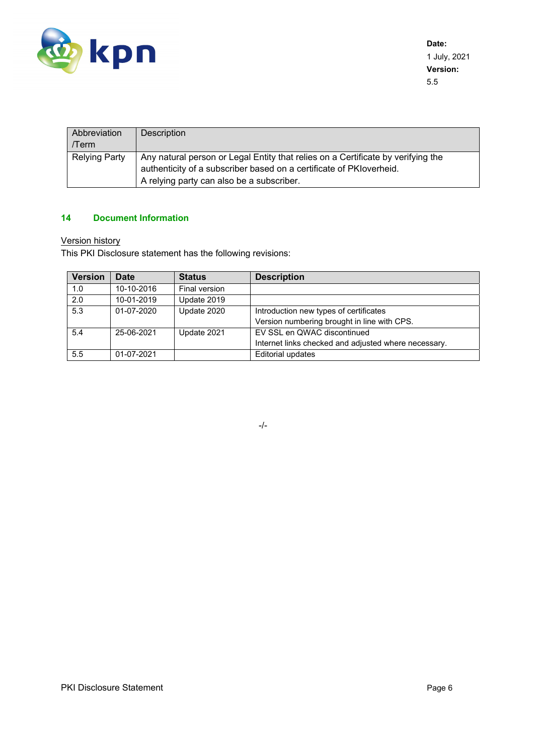| Abbreviation /Term | Description |
|---|---|
| Relying Party | Any natural person or Legal Entity that relies on a Certificate by verifying the authenticity of a subscriber based on a certificate of PKIoverheid.<br>A relying party can also be a subscriber. |

## 14 Document Information

Version history

This PKI Disclosure statement has the following revisions:

| Version | Date | Status | Description |
|---|---|---|---|
| 1.0 | 10-10-2016 | Final version | |
| 2.0 | 10-01-2019 | Update 2019 | |
| 5.3 | 01-07-2020 | Update 2020 | Introduction new types of certificates<br>Version numbering brought in line with CPS. |
| 5.4 | 25-06-2021 | Update 2021 | EV SSL en QWAC discontinued<br>Internet links checked and adjusted where necessary. |
| 5.5 | 01-07-2021 | | Editorial updates |

-/-